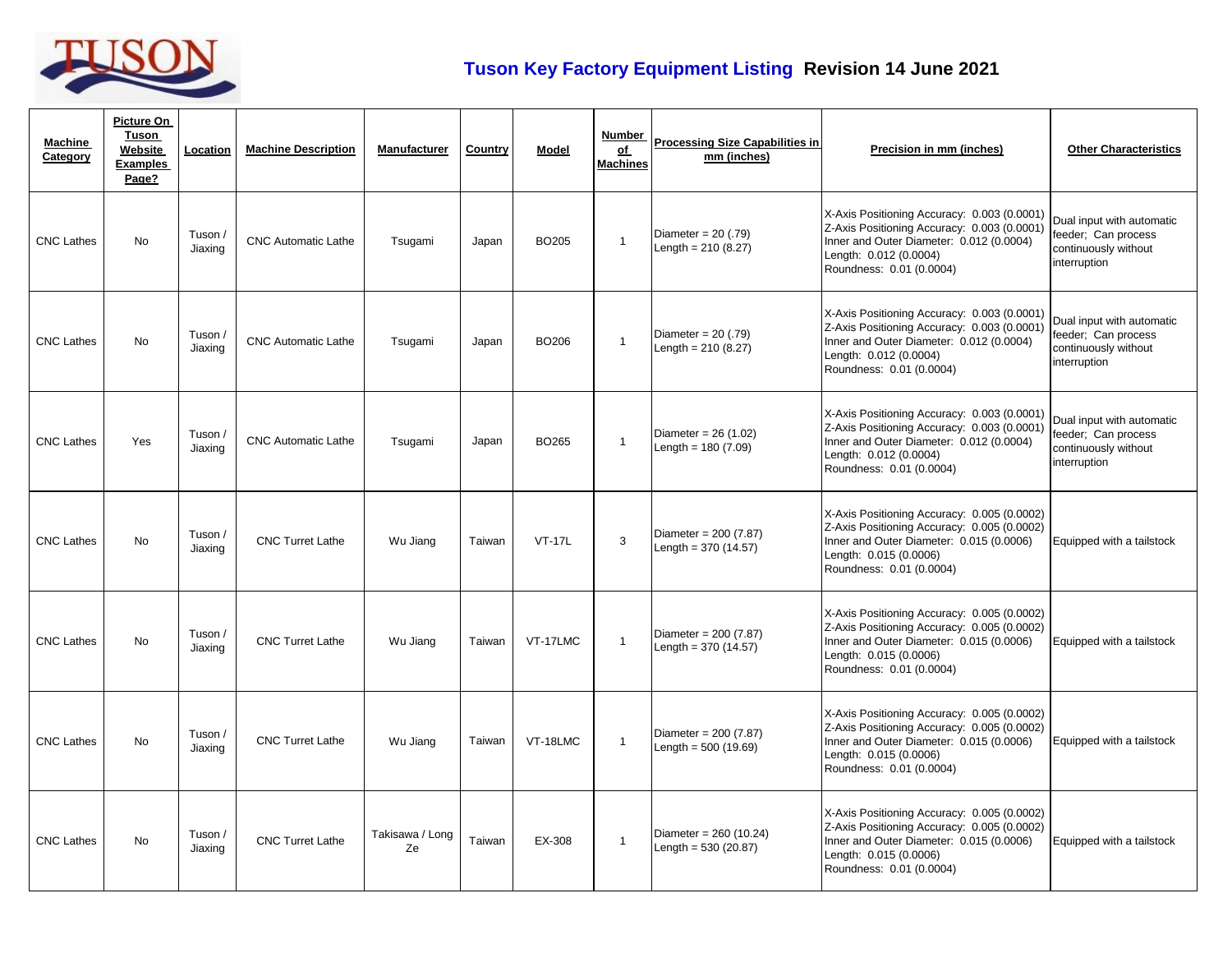# Tuson Key Factory Equipment Listing **Revision 14 June 2021**

| Machine Category | Picture On Tuson Website Examples Page? | Location | Machine Description | Manufacturer | Country | Model | Number of Machines | Processing Size Capabilities in mm (inches) | Precision in mm (inches) | Other Characteristics |
|---|---|---|---|---|---|---|---|---|---|---|
| CNC Lathes | No | Tuson / Jiaxing | CNC Automatic Lathe | Tsugami | Japan | BO205 | 1 | Diameter = 20 (.79)<br>Length = 210 (8.27) | X-Axis Positioning Accuracy: 0.003 (0.0001)<br>Z-Axis Positioning Accuracy: 0.003 (0.0001)<br>Inner and Outer Diameter: 0.012 (0.0004)<br>Length: 0.012 (0.0004)<br>Roundness: 0.01 (0.0004) | Dual input with automatic feeder; Can process continuously without interruption |
| CNC Lathes | No | Tuson / Jiaxing | CNC Automatic Lathe | Tsugami | Japan | BO206 | 1 | Diameter = 20 (.79)<br>Length = 210 (8.27) | X-Axis Positioning Accuracy: 0.003 (0.0001)<br>Z-Axis Positioning Accuracy: 0.003 (0.0001)<br>Inner and Outer Diameter: 0.012 (0.0004)<br>Length: 0.012 (0.0004)<br>Roundness: 0.01 (0.0004) | Dual input with automatic feeder; Can process continuously without interruption |
| CNC Lathes | Yes | Tuson / Jiaxing | CNC Automatic Lathe | Tsugami | Japan | BO265 | 1 | Diameter = 26 (1.02)<br>Length = 180 (7.09) | X-Axis Positioning Accuracy: 0.003 (0.0001)<br>Z-Axis Positioning Accuracy: 0.003 (0.0001)<br>Inner and Outer Diameter: 0.012 (0.0004)<br>Length: 0.012 (0.0004)<br>Roundness: 0.01 (0.0004) | Dual input with automatic feeder; Can process continuously without interruption |
| CNC Lathes | No | Tuson / Jiaxing | CNC Turret Lathe | Wu Jiang | Taiwan | VT-17L | 3 | Diameter = 200 (7.87)<br>Length = 370 (14.57) | X-Axis Positioning Accuracy: 0.005 (0.0002)<br>Z-Axis Positioning Accuracy: 0.005 (0.0002)<br>Inner and Outer Diameter: 0.015 (0.0006)<br>Length: 0.015 (0.0006)<br>Roundness: 0.01 (0.0004) | Equipped with a tailstock |
| CNC Lathes | No | Tuson / Jiaxing | CNC Turret Lathe | Wu Jiang | Taiwan | VT-17LMC | 1 | Diameter = 200 (7.87)<br>Length = 370 (14.57) | X-Axis Positioning Accuracy: 0.005 (0.0002)<br>Z-Axis Positioning Accuracy: 0.005 (0.0002)<br>Inner and Outer Diameter: 0.015 (0.0006)<br>Length: 0.015 (0.0006)<br>Roundness: 0.01 (0.0004) | Equipped with a tailstock |
| CNC Lathes | No | Tuson / Jiaxing | CNC Turret Lathe | Wu Jiang | Taiwan | VT-18LMC | 1 | Diameter = 200 (7.87)<br>Length = 500 (19.69) | X-Axis Positioning Accuracy: 0.005 (0.0002)<br>Z-Axis Positioning Accuracy: 0.005 (0.0002)<br>Inner and Outer Diameter: 0.015 (0.0006)<br>Length: 0.015 (0.0006)<br>Roundness: 0.01 (0.0004) | Equipped with a tailstock |
| CNC Lathes | No | Tuson / Jiaxing | CNC Turret Lathe | Takisawa / Long Ze | Taiwan | EX-308 | 1 | Diameter = 260 (10.24)<br>Length = 530 (20.87) | X-Axis Positioning Accuracy: 0.005 (0.0002)<br>Z-Axis Positioning Accuracy: 0.005 (0.0002)<br>Inner and Outer Diameter: 0.015 (0.0006)<br>Length: 0.015 (0.0006)<br>Roundness: 0.01 (0.0004) | Equipped with a tailstock |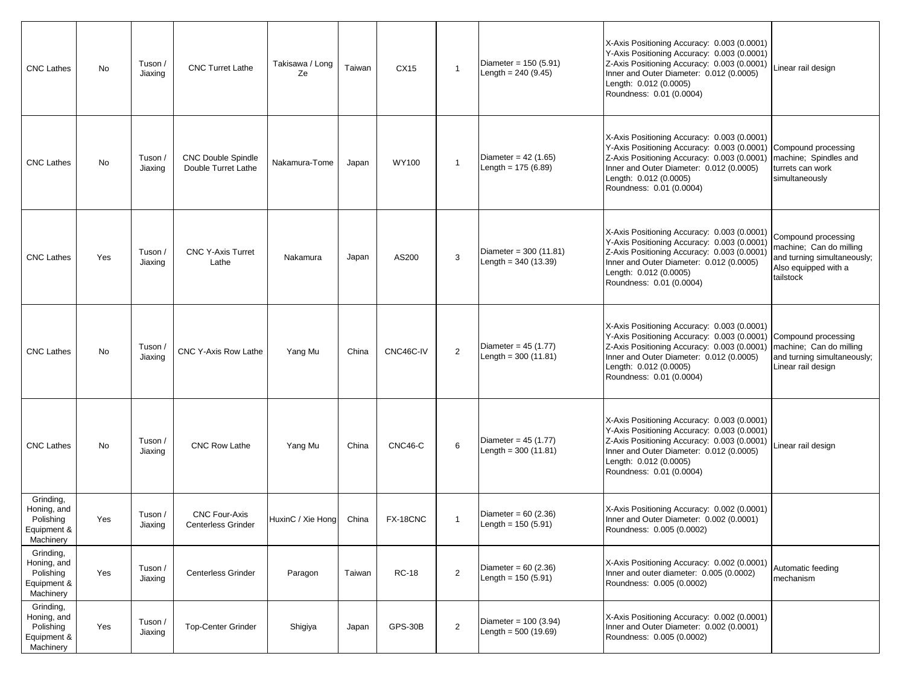| | | | | | | | | | | |
|---|---|---|---|---|---|---|---|---|---|---|
| CNC Lathes | No | Tuson / Jiaxing | CNC Turret Lathe | Takisawa / Long Ze | Taiwan | CX15 | 1 | Diameter = 150 (5.91)<br>Length = 240 (9.45) | X-Axis Positioning Accuracy: 0.003 (0.0001)<br>Y-Axis Positioning Accuracy: 0.003 (0.0001)<br>Z-Axis Positioning Accuracy: 0.003 (0.0001)<br>Inner and Outer Diameter: 0.012 (0.0005)<br>Length: 0.012 (0.0005)<br>Roundness: 0.01 (0.0004) | Linear rail design |
| CNC Lathes | No | Tuson / Jiaxing | CNC Double Spindle Double Turret Lathe | Nakamura-Tome | Japan | WY100 | 1 | Diameter = 42 (1.65)<br>Length = 175 (6.89) | X-Axis Positioning Accuracy: 0.003 (0.0001)<br>Y-Axis Positioning Accuracy: 0.003 (0.0001)<br>Z-Axis Positioning Accuracy: 0.003 (0.0001)<br>Inner and Outer Diameter: 0.012 (0.0005)<br>Length: 0.012 (0.0005)<br>Roundness: 0.01 (0.0004) | Compound processing machine; Spindles and turrets can work simultaneously |
| CNC Lathes | Yes | Tuson / Jiaxing | CNC Y-Axis Turret Lathe | Nakamura | Japan | AS200 | 3 | Diameter = 300 (11.81)<br>Length = 340 (13.39) | X-Axis Positioning Accuracy: 0.003 (0.0001)<br>Y-Axis Positioning Accuracy: 0.003 (0.0001)<br>Z-Axis Positioning Accuracy: 0.003 (0.0001)<br>Inner and Outer Diameter: 0.012 (0.0005)<br>Length: 0.012 (0.0005)<br>Roundness: 0.01 (0.0004) | Compound processing machine; Can do milling and turning simultaneously; Also equipped with a tailstock |
| CNC Lathes | No | Tuson / Jiaxing | CNC Y-Axis Row Lathe | Yang Mu | China | CNC46C-IV | 2 | Diameter = 45 (1.77)<br>Length = 300 (11.81) | X-Axis Positioning Accuracy: 0.003 (0.0001)<br>Y-Axis Positioning Accuracy: 0.003 (0.0001)<br>Z-Axis Positioning Accuracy: 0.003 (0.0001)<br>Inner and Outer Diameter: 0.012 (0.0005)<br>Length: 0.012 (0.0005)<br>Roundness: 0.01 (0.0004) | Compound processing machine; Can do milling and turning simultaneously; Linear rail design |
| CNC Lathes | No | Tuson / Jiaxing | CNC Row Lathe | Yang Mu | China | CNC46-C | 6 | Diameter = 45 (1.77)<br>Length = 300 (11.81) | X-Axis Positioning Accuracy: 0.003 (0.0001)<br>Y-Axis Positioning Accuracy: 0.003 (0.0001)<br>Z-Axis Positioning Accuracy: 0.003 (0.0001)<br>Inner and Outer Diameter: 0.012 (0.0005)<br>Length: 0.012 (0.0005)<br>Roundness: 0.01 (0.0004) | Linear rail design |
| Grinding, Honing, and Polishing Equipment & Machinery | Yes | Tuson / Jiaxing | CNC Four-Axis Centerless Grinder | HuxinC / Xie Hong | China | FX-18CNC | 1 | Diameter = 60 (2.36)<br>Length = 150 (5.91) | X-Axis Positioning Accuracy: 0.002 (0.0001)<br>Inner and Outer Diameter: 0.002 (0.0001)<br>Roundness: 0.005 (0.0002) | |
| Grinding, Honing, and Polishing Equipment & Machinery | Yes | Tuson / Jiaxing | Centerless Grinder | Paragon | Taiwan | RC-18 | 2 | Diameter = 60 (2.36)<br>Length = 150 (5.91) | X-Axis Positioning Accuracy: 0.002 (0.0001)<br>Inner and outer diameter: 0.005 (0.0002)<br>Roundness: 0.005 (0.0002) | Automatic feeding mechanism |
| Grinding, Honing, and Polishing Equipment & Machinery | Yes | Tuson / Jiaxing | Top-Center Grinder | Shigiya | Japan | GPS-30B | 2 | Diameter = 100 (3.94)<br>Length = 500 (19.69) | X-Axis Positioning Accuracy: 0.002 (0.0001)<br>Inner and Outer Diameter: 0.002 (0.0001)<br>Roundness: 0.005 (0.0002) | |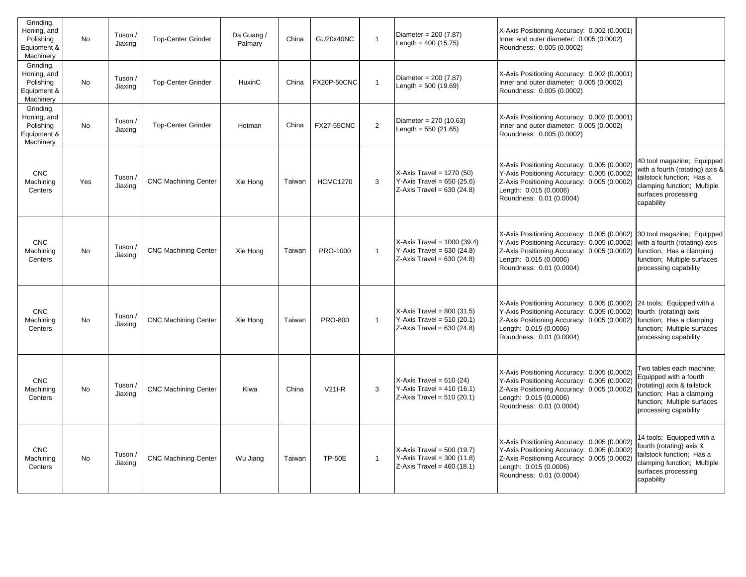| Grinding, Honing, and Polishing Equipment & Machinery | No | Tuson / Jiaxing | Top-Center Grinder | Da Guang / Palmary | China | GU20x40NC | 1 | Diameter = 200 (7.87)<br>Length = 400 (15.75) | X-Axis Positioning Accuracy: 0.002 (0.0001)<br>Inner and outer diameter: 0.005 (0.0002)<br>Roundness: 0.005 (0.0002) | |
|---|---|---|---|---|---|---|---|---|---|---|
| Grinding, Honing, and Polishing Equipment & Machinery | No | Tuson / Jiaxing | Top-Center Grinder | HuxinC | China | FX20P-50CNC | 1 | Diameter = 200 (7.87)<br>Length = 500 (19.69) | X-Axis Positioning Accuracy: 0.002 (0.0001)<br>Inner and outer diameter: 0.005 (0.0002)<br>Roundness: 0.005 (0.0002) | |
| Grinding, Honing, and Polishing Equipment & Machinery | No | Tuson / Jiaxing | Top-Center Grinder | Hotman | China | FX27-55CNC | 2 | Diameter = 270 (10.63)<br>Length = 550 (21.65) | X-Axis Positioning Accuracy: 0.002 (0.0001)<br>Inner and outer diameter: 0.005 (0.0002)<br>Roundness: 0.005 (0.0002) | |
| CNC Machining Centers | Yes | Tuson / Jiaxing | CNC Machining Center | Xie Hong | Taiwan | HCMC1270 | 3 | X-Axis Travel = 1270 (50)<br>Y-Axis Travel = 650 (25.6)<br>Z-Axis Travel = 630 (24.8) | X-Axis Positioning Accuracy: 0.005 (0.0002)<br>Y-Axis Positioning Accuracy: 0.005 (0.0002)<br>Z-Axis Positioning Accuracy: 0.005 (0.0002)<br>Length: 0.015 (0.0006)<br>Roundness: 0.01 (0.0004) | 40 tool magazine; Equipped with a fourth (rotating) axis & tailstock function; Has a clamping function; Multiple surfaces processing capability |
| CNC Machining Centers | No | Tuson / Jiaxing | CNC Machining Center | Xie Hong | Taiwan | PRO-1000 | 1 | X-Axis Travel = 1000 (39.4)<br>Y-Axis Travel = 630 (24.8)<br>Z-Axis Travel = 630 (24.8) | X-Axis Positioning Accuracy: 0.005 (0.0002)<br>Y-Axis Positioning Accuracy: 0.005 (0.0002)<br>Z-Axis Positioning Accuracy: 0.005 (0.0002)<br>Length: 0.015 (0.0006)<br>Roundness: 0.01 (0.0004) | 30 tool magazine; Equipped with a fourth (rotating) axis function; Has a clamping function; Multiple surfaces processing capability |
| CNC Machining Centers | No | Tuson / Jiaxing | CNC Machining Center | Xie Hong | Taiwan | PRO-800 | 1 | X-Axis Travel = 800 (31.5)<br>Y-Axis Travel = 510 (20.1)<br>Z-Axis Travel = 630 (24.8) | X-Axis Positioning Accuracy: 0.005 (0.0002)<br>Y-Axis Positioning Accuracy: 0.005 (0.0002)<br>Z-Axis Positioning Accuracy: 0.005 (0.0002)<br>Length: 0.015 (0.0006)<br>Roundness: 0.01 (0.0004) | 24 tools; Equipped with a fourth (rotating) axis function; Has a clamping function; Multiple surfaces processing capability |
| CNC Machining Centers | No | Tuson / Jiaxing | CNC Machining Center | Kiwa | China | V21I-R | 3 | X-Axis Travel = 610 (24)<br>Y-Axis Travel = 410 (16.1)<br>Z-Axis Travel = 510 (20.1) | X-Axis Positioning Accuracy: 0.005 (0.0002)<br>Y-Axis Positioning Accuracy: 0.005 (0.0002)<br>Z-Axis Positioning Accuracy: 0.005 (0.0002)<br>Length: 0.015 (0.0006)<br>Roundness: 0.01 (0.0004) | Two tables each machine; Equipped with a fourth (rotating) axis & tailstock function; Has a clamping function; Multiple surfaces processing capability |
| CNC Machining Centers | No | Tuson / Jiaxing | CNC Machining Center | Wu Jiang | Taiwan | TP-50E | 1 | X-Axis Travel = 500 (19.7)<br>Y-Axis Travel = 300 (11.8)<br>Z-Axis Travel = 460 (18.1) | X-Axis Positioning Accuracy: 0.005 (0.0002)<br>Y-Axis Positioning Accuracy: 0.005 (0.0002)<br>Z-Axis Positioning Accuracy: 0.005 (0.0002)<br>Length: 0.015 (0.0006)<br>Roundness: 0.01 (0.0004) | 14 tools; Equipped with a fourth (rotating) axis & tailstock function; Has a clamping function; Multiple surfaces processing capability |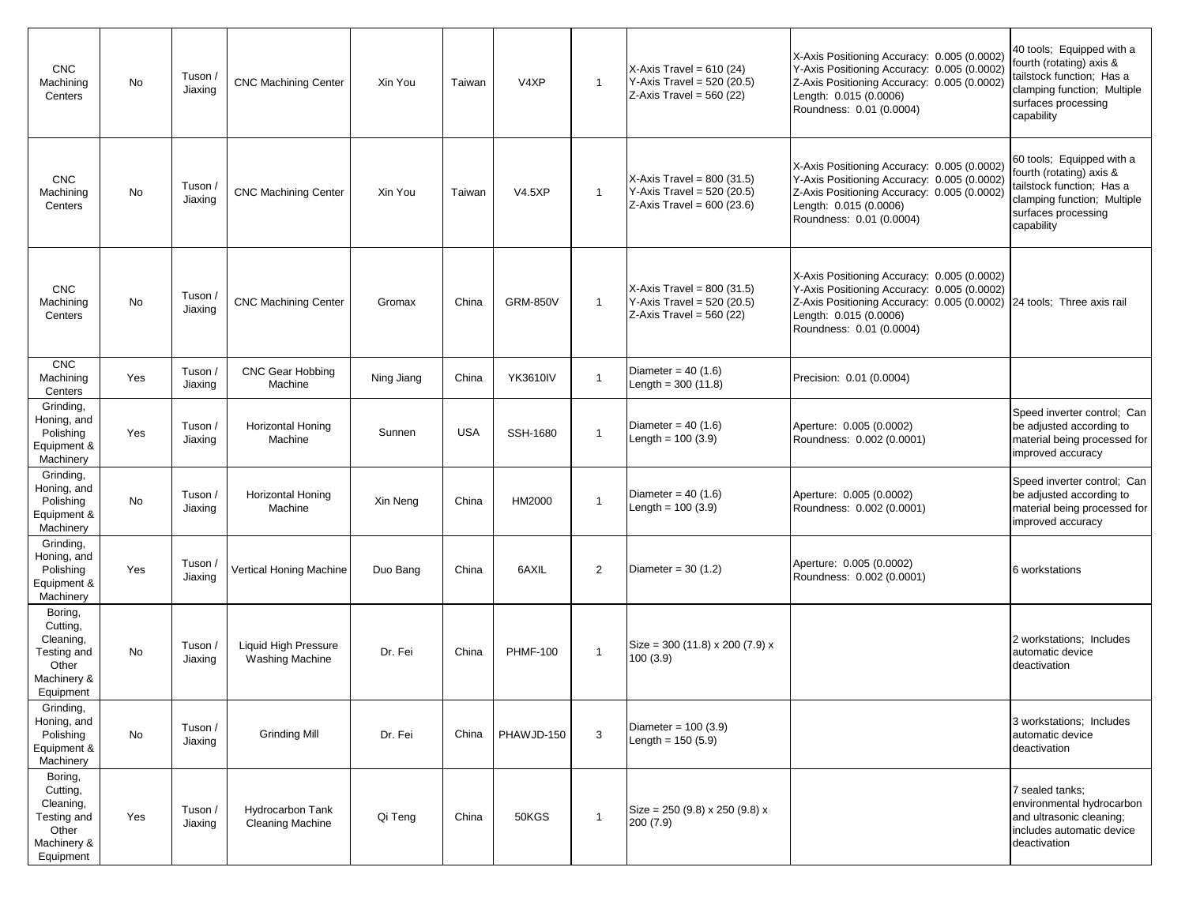| | | | | | | | | | | |
|---|---|---|---|---|---|---|---|---|---|---|
| CNC Machining Centers | No | Tuson / Jiaxing | CNC Machining Center | Xin You | Taiwan | V4XP | 1 | X-Axis Travel = 610 (24)<br>Y-Axis Travel = 520 (20.5)<br>Z-Axis Travel = 560 (22) | X-Axis Positioning Accuracy: 0.005 (0.0002)<br>Y-Axis Positioning Accuracy: 0.005 (0.0002)<br>Z-Axis Positioning Accuracy: 0.005 (0.0002)<br>Length: 0.015 (0.0006)<br>Roundness: 0.01 (0.0004) | 40 tools; Equipped with a fourth (rotating) axis & tailstock function; Has a clamping function; Multiple surfaces processing capability |
| CNC Machining Centers | No | Tuson / Jiaxing | CNC Machining Center | Xin You | Taiwan | V4.5XP | 1 | X-Axis Travel = 800 (31.5)<br>Y-Axis Travel = 520 (20.5)<br>Z-Axis Travel = 600 (23.6) | X-Axis Positioning Accuracy: 0.005 (0.0002)<br>Y-Axis Positioning Accuracy: 0.005 (0.0002)<br>Z-Axis Positioning Accuracy: 0.005 (0.0002)<br>Length: 0.015 (0.0006)<br>Roundness: 0.01 (0.0004) | 60 tools; Equipped with a fourth (rotating) axis & tailstock function; Has a clamping function; Multiple surfaces processing capability |
| CNC Machining Centers | No | Tuson / Jiaxing | CNC Machining Center | Gromax | China | GRM-850V | 1 | X-Axis Travel = 800 (31.5)<br>Y-Axis Travel = 520 (20.5)<br>Z-Axis Travel = 560 (22) | X-Axis Positioning Accuracy: 0.005 (0.0002)<br>Y-Axis Positioning Accuracy: 0.005 (0.0002)<br>Z-Axis Positioning Accuracy: 0.005 (0.0002)<br>Length: 0.015 (0.0006)<br>Roundness: 0.01 (0.0004) | 24 tools; Three axis rail |
| CNC Machining Centers | Yes | Tuson / Jiaxing | CNC Gear Hobbing Machine | Ning Jiang | China | YK3610IV | 1 | Diameter = 40 (1.6)<br>Length = 300 (11.8) | Precision: 0.01 (0.0004) | |
| Grinding, Honing, and Polishing Equipment & Machinery | Yes | Tuson / Jiaxing | Horizontal Honing Machine | Sunnen | USA | SSH-1680 | 1 | Diameter = 40 (1.6)<br>Length = 100 (3.9) | Aperture: 0.005 (0.0002)<br>Roundness: 0.002 (0.0001) | Speed inverter control; Can be adjusted according to material being processed for improved accuracy |
| Grinding, Honing, and Polishing Equipment & Machinery | No | Tuson / Jiaxing | Horizontal Honing Machine | Xin Neng | China | HM2000 | 1 | Diameter = 40 (1.6)<br>Length = 100 (3.9) | Aperture: 0.005 (0.0002)<br>Roundness: 0.002 (0.0001) | Speed inverter control; Can be adjusted according to material being processed for improved accuracy |
| Grinding, Honing, and Polishing Equipment & Machinery | Yes | Tuson / Jiaxing | Vertical Honing Machine | Duo Bang | China | 6AXIL | 2 | Diameter = 30 (1.2) | Aperture: 0.005 (0.0002)<br>Roundness: 0.002 (0.0001) | 6 workstations |
| Boring, Cutting, Cleaning, Testing and Other Machinery & Equipment | No | Tuson / Jiaxing | Liquid High Pressure Washing Machine | Dr. Fei | China | PHMF-100 | 1 | Size = 300 (11.8) x 200 (7.9) x 100 (3.9) | | 2 workstations; Includes automatic device deactivation |
| Grinding, Honing, and Polishing Equipment & Machinery | No | Tuson / Jiaxing | Grinding Mill | Dr. Fei | China | PHAWJD-150 | 3 | Diameter = 100 (3.9)<br>Length = 150 (5.9) | | 3 workstations; Includes automatic device deactivation |
| Boring, Cutting, Cleaning, Testing and Other Machinery & Equipment | Yes | Tuson / Jiaxing | Hydrocarbon Tank Cleaning Machine | Qi Teng | China | 50KGS | 1 | Size = 250 (9.8) x 250 (9.8) x 200 (7.9) | | 7 sealed tanks; environmental hydrocarbon and ultrasonic cleaning; includes automatic device deactivation |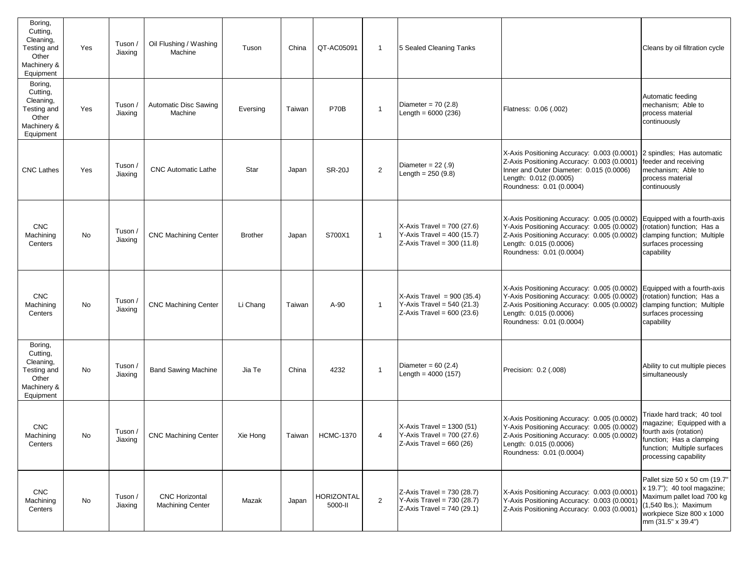| | | | | | | | | | | |
|---|---|---|---|---|---|---|---|---|---|---|
| Boring, Cutting, Cleaning, Testing and Other Machinery & Equipment | Yes | Tuson / Jiaxing | Oil Flushing / Washing Machine | Tuson | China | QT-AC05091 | 1 | 5 Sealed Cleaning Tanks | | Cleans by oil filtration cycle |
| Boring, Cutting, Cleaning, Testing and Other Machinery & Equipment | Yes | Tuson / Jiaxing | Automatic Disc Sawing Machine | Eversing | Taiwan | P70B | 1 | Diameter = 70 (2.8)<br>Length = 6000 (236) | Flatness: 0.06 (.002) | Automatic feeding mechanism; Able to process material continuously |
| CNC Lathes | Yes | Tuson / Jiaxing | CNC Automatic Lathe | Star | Japan | SR-20J | 2 | Diameter = 22 (.9)<br>Length = 250 (9.8) | X-Axis Positioning Accuracy: 0.003 (0.0001)<br>Z-Axis Positioning Accuracy: 0.003 (0.0001)<br>Inner and Outer Diameter: 0.015 (0.0006)<br>Length: 0.012 (0.0005)<br>Roundness: 0.01 (0.0004) | 2 spindles; Has automatic feeder and receiving mechanism; Able to process material continuously |
| CNC Machining Centers | No | Tuson / Jiaxing | CNC Machining Center | Brother | Japan | S700X1 | 1 | X-Axis Travel = 700 (27.6)<br>Y-Axis Travel = 400 (15.7)<br>Z-Axis Travel = 300 (11.8) | X-Axis Positioning Accuracy: 0.005 (0.0002)<br>Y-Axis Positioning Accuracy: 0.005 (0.0002)<br>Z-Axis Positioning Accuracy: 0.005 (0.0002)<br>Length: 0.015 (0.0006)<br>Roundness: 0.01 (0.0004) | Equipped with a fourth-axis (rotation) function; Has a clamping function; Multiple surfaces processing capability |
| CNC Machining Centers | No | Tuson / Jiaxing | CNC Machining Center | Li Chang | Taiwan | A-90 | 1 | X-Axis Travel = 900 (35.4)<br>Y-Axis Travel = 540 (21.3)<br>Z-Axis Travel = 600 (23.6) | X-Axis Positioning Accuracy: 0.005 (0.0002)<br>Y-Axis Positioning Accuracy: 0.005 (0.0002)<br>Z-Axis Positioning Accuracy: 0.005 (0.0002)<br>Length: 0.015 (0.0006)<br>Roundness: 0.01 (0.0004) | Equipped with a fourth-axis (rotation) function; Has a clamping function; Multiple surfaces processing capability |
| Boring, Cutting, Cleaning, Testing and Other Machinery & Equipment | No | Tuson / Jiaxing | Band Sawing Machine | Jia Te | China | 4232 | 1 | Diameter = 60 (2.4)<br>Length = 4000 (157) | Precision: 0.2 (.008) | Ability to cut multiple pieces simultaneously |
| CNC Machining Centers | No | Tuson / Jiaxing | CNC Machining Center | Xie Hong | Taiwan | HCMC-1370 | 4 | X-Axis Travel = 1300 (51)<br>Y-Axis Travel = 700 (27.6)<br>Z-Axis Travel = 660 (26) | X-Axis Positioning Accuracy: 0.005 (0.0002)<br>Y-Axis Positioning Accuracy: 0.005 (0.0002)<br>Z-Axis Positioning Accuracy: 0.005 (0.0002)<br>Length: 0.015 (0.0006)<br>Roundness: 0.01 (0.0004) | Triaxle hard track; 40 tool magazine; Equipped with a fourth axis (rotation) function; Has a clamping function; Multiple surfaces processing capability |
| CNC Machining Centers | No | Tuson / Jiaxing | CNC Horizontal Machining Center | Mazak | Japan | HORIZONTAL 5000-II | 2 | Z-Axis Travel = 730 (28.7)<br>Y-Axis Travel = 730 (28.7)<br>Z-Axis Travel = 740 (29.1) | X-Axis Positioning Accuracy: 0.003 (0.0001)<br>Y-Axis Positioning Accuracy: 0.003 (0.0001)<br>Z-Axis Positioning Accuracy: 0.003 (0.0001) | Pallet size 50 x 50 cm (19.7" x 19.7"); 40 tool magazine; Maximum pallet load 700 kg (1,540 lbs.); Maximum workpiece Size 800 x 1000 mm (31.5" x 39.4") |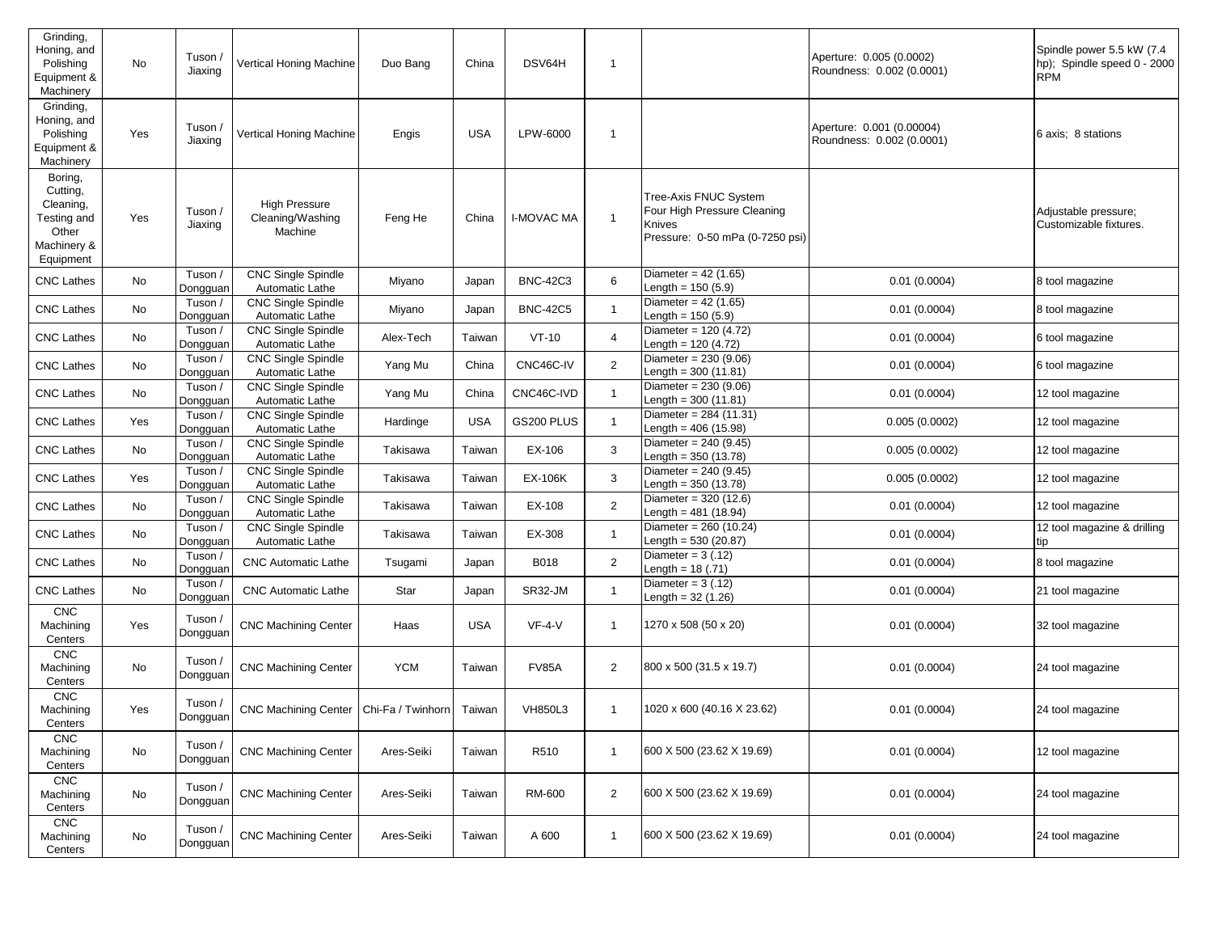| | | | | | | | | | | |
|---|---|---|---|---|---|---|---|---|---|---|
| Grinding, Honing, and Polishing Equipment & Machinery | No | Tuson / Jiaxing | Vertical Honing Machine | Duo Bang | China | DSV64H | 1 | | Aperture: 0.005 (0.0002) Roundness: 0.002 (0.0001) | Spindle power 5.5 kW (7.4 hp); Spindle speed 0 - 2000 RPM |
| Grinding, Honing, and Polishing Equipment & Machinery | Yes | Tuson / Jiaxing | Vertical Honing Machine | Engis | USA | LPW-6000 | 1 | | Aperture: 0.001 (0.00004) Roundness: 0.002 (0.0001) | 6 axis; 8 stations |
| Boring, Cutting, Cleaning, Testing and Other Machinery & Equipment | Yes | Tuson / Jiaxing | High Pressure Cleaning/Washing Machine | Feng He | China | I-MOVAC MA | 1 | Tree-Axis FNUC System Four High Pressure Cleaning Knives Pressure: 0-50 mPa (0-7250 psi) | | Adjustable pressure; Customizable fixtures. |
| CNC Lathes | No | Tuson / Dongguan | CNC Single Spindle Automatic Lathe | Miyano | Japan | BNC-42C3 | 6 | Diameter = 42 (1.65) Length = 150 (5.9) | 0.01 (0.0004) | 8 tool magazine |
| CNC Lathes | No | Tuson / Dongguan | CNC Single Spindle Automatic Lathe | Miyano | Japan | BNC-42C5 | 1 | Diameter = 42 (1.65) Length = 150 (5.9) | 0.01 (0.0004) | 8 tool magazine |
| CNC Lathes | No | Tuson / Dongguan | CNC Single Spindle Automatic Lathe | Alex-Tech | Taiwan | VT-10 | 4 | Diameter = 120 (4.72) Length = 120 (4.72) | 0.01 (0.0004) | 6 tool magazine |
| CNC Lathes | No | Tuson / Dongguan | CNC Single Spindle Automatic Lathe | Yang Mu | China | CNC46C-IV | 2 | Diameter = 230 (9.06) Length = 300 (11.81) | 0.01 (0.0004) | 6 tool magazine |
| CNC Lathes | No | Tuson / Dongguan | CNC Single Spindle Automatic Lathe | Yang Mu | China | CNC46C-IVD | 1 | Diameter = 230 (9.06) Length = 300 (11.81) | 0.01 (0.0004) | 12 tool magazine |
| CNC Lathes | Yes | Tuson / Dongguan | CNC Single Spindle Automatic Lathe | Hardinge | USA | GS200 PLUS | 1 | Diameter = 284 (11.31) Length = 406 (15.98) | 0.005 (0.0002) | 12 tool magazine |
| CNC Lathes | No | Tuson / Dongguan | CNC Single Spindle Automatic Lathe | Takisawa | Taiwan | EX-106 | 3 | Diameter = 240 (9.45) Length = 350 (13.78) | 0.005 (0.0002) | 12 tool magazine |
| CNC Lathes | Yes | Tuson / Dongguan | CNC Single Spindle Automatic Lathe | Takisawa | Taiwan | EX-106K | 3 | Diameter = 240 (9.45) Length = 350 (13.78) | 0.005 (0.0002) | 12 tool magazine |
| CNC Lathes | No | Tuson / Dongguan | CNC Single Spindle Automatic Lathe | Takisawa | Taiwan | EX-108 | 2 | Diameter = 320 (12.6) Length = 481 (18.94) | 0.01 (0.0004) | 12 tool magazine |
| CNC Lathes | No | Tuson / Dongguan | CNC Single Spindle Automatic Lathe | Takisawa | Taiwan | EX-308 | 1 | Diameter = 260 (10.24) Length = 530 (20.87) | 0.01 (0.0004) | 12 tool magazine & drilling tip |
| CNC Lathes | No | Tuson / Dongguan | CNC Automatic Lathe | Tsugami | Japan | B018 | 2 | Diameter = 3 (.12) Length = 18 (.71) | 0.01 (0.0004) | 8 tool magazine |
| CNC Lathes | No | Tuson / Dongguan | CNC Automatic Lathe | Star | Japan | SR32-JM | 1 | Diameter = 3 (.12) Length = 32 (1.26) | 0.01 (0.0004) | 21 tool magazine |
| CNC Machining Centers | Yes | Tuson / Dongguan | CNC Machining Center | Haas | USA | VF-4-V | 1 | 1270 x 508 (50 x 20) | 0.01 (0.0004) | 32 tool magazine |
| CNC Machining Centers | No | Tuson / Dongguan | CNC Machining Center | YCM | Taiwan | FV85A | 2 | 800 x 500 (31.5 x 19.7) | 0.01 (0.0004) | 24 tool magazine |
| CNC Machining Centers | Yes | Tuson / Dongguan | CNC Machining Center | Chi-Fa / Twinhorn | Taiwan | VH850L3 | 1 | 1020 x 600 (40.16 X 23.62) | 0.01 (0.0004) | 24 tool magazine |
| CNC Machining Centers | No | Tuson / Dongguan | CNC Machining Center | Ares-Seiki | Taiwan | R510 | 1 | 600 X 500 (23.62 X 19.69) | 0.01 (0.0004) | 12 tool magazine |
| CNC Machining Centers | No | Tuson / Dongguan | CNC Machining Center | Ares-Seiki | Taiwan | RM-600 | 2 | 600 X 500 (23.62 X 19.69) | 0.01 (0.0004) | 24 tool magazine |
| CNC Machining Centers | No | Tuson / Dongguan | CNC Machining Center | Ares-Seiki | Taiwan | A 600 | 1 | 600 X 500 (23.62 X 19.69) | 0.01 (0.0004) | 24 tool magazine |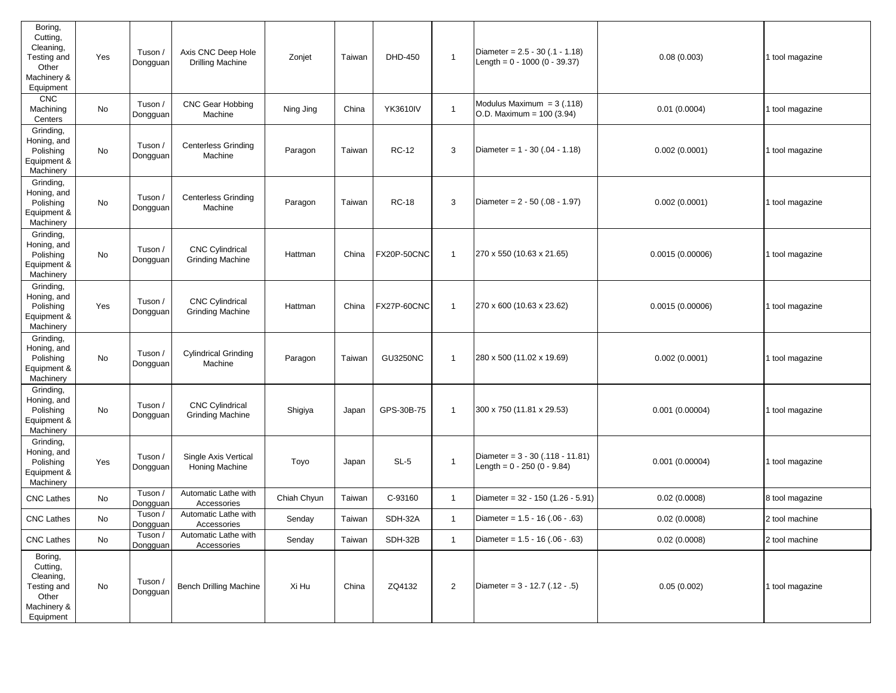| | | | | | | | | | | |
|---|---|---|---|---|---|---|---|---|---|---|
| Boring, Cutting, Cleaning, Testing and Other Machinery & Equipment | Yes | Tuson / Dongguan | Axis CNC Deep Hole Drilling Machine | Zonjet | Taiwan | DHD-450 | 1 | Diameter = 2.5 - 30 (.1 - 1.18) Length = 0 - 1000 (0 - 39.37) | 0.08 (0.003) | 1 tool magazine |
| CNC Machining Centers | No | Tuson / Dongguan | CNC Gear Hobbing Machine | Ning Jing | China | YK3610IV | 1 | Modulus Maximum = 3 (.118) O.D. Maximum = 100 (3.94) | 0.01 (0.0004) | 1 tool magazine |
| Grinding, Honing, and Polishing Equipment & Machinery | No | Tuson / Dongguan | Centerless Grinding Machine | Paragon | Taiwan | RC-12 | 3 | Diameter = 1 - 30 (.04 - 1.18) | 0.002 (0.0001) | 1 tool magazine |
| Grinding, Honing, and Polishing Equipment & Machinery | No | Tuson / Dongguan | Centerless Grinding Machine | Paragon | Taiwan | RC-18 | 3 | Diameter = 2 - 50 (.08 - 1.97) | 0.002 (0.0001) | 1 tool magazine |
| Grinding, Honing, and Polishing Equipment & Machinery | No | Tuson / Dongguan | CNC Cylindrical Grinding Machine | Hattman | China | FX20P-50CNC | 1 | 270 x 550 (10.63 x 21.65) | 0.0015 (0.00006) | 1 tool magazine |
| Grinding, Honing, and Polishing Equipment & Machinery | Yes | Tuson / Dongguan | CNC Cylindrical Grinding Machine | Hattman | China | FX27P-60CNC | 1 | 270 x 600 (10.63 x 23.62) | 0.0015 (0.00006) | 1 tool magazine |
| Grinding, Honing, and Polishing Equipment & Machinery | No | Tuson / Dongguan | Cylindrical Grinding Machine | Paragon | Taiwan | GU3250NC | 1 | 280 x 500 (11.02 x 19.69) | 0.002 (0.0001) | 1 tool magazine |
| Grinding, Honing, and Polishing Equipment & Machinery | No | Tuson / Dongguan | CNC Cylindrical Grinding Machine | Shigiya | Japan | GPS-30B-75 | 1 | 300 x 750 (11.81 x 29.53) | 0.001 (0.00004) | 1 tool magazine |
| Grinding, Honing, and Polishing Equipment & Machinery | Yes | Tuson / Dongguan | Single Axis Vertical Honing Machine | Toyo | Japan | SL-5 | 1 | Diameter = 3 - 30 (.118 - 11.81) Length = 0 - 250 (0 - 9.84) | 0.001 (0.00004) | 1 tool magazine |
| CNC Lathes | No | Tuson / Dongguan | Automatic Lathe with Accessories | Chiah Chyun | Taiwan | C-93160 | 1 | Diameter = 32 - 150 (1.26 - 5.91) | 0.02 (0.0008) | 8 tool magazine |
| CNC Lathes | No | Tuson / Dongguan | Automatic Lathe with Accessories | Senday | Taiwan | SDH-32A | 1 | Diameter = 1.5 - 16 (.06 - .63) | 0.02 (0.0008) | 2 tool machine |
| CNC Lathes | No | Tuson / Dongguan | Automatic Lathe with Accessories | Senday | Taiwan | SDH-32B | 1 | Diameter = 1.5 - 16 (.06 - .63) | 0.02 (0.0008) | 2 tool machine |
| Boring, Cutting, Cleaning, Testing and Other Machinery & Equipment | No | Tuson / Dongguan | Bench Drilling Machine | Xi Hu | China | ZQ4132 | 2 | Diameter = 3 - 12.7 (.12 - .5) | 0.05 (0.002) | 1 tool magazine |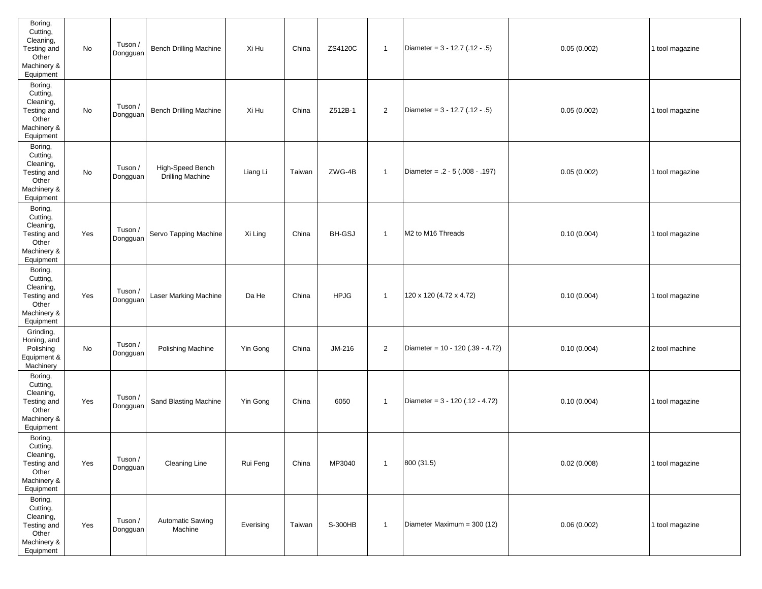| | | | | | | | | | | |
|---|---|---|---|---|---|---|---|---|---|---|
| Boring, Cutting, Cleaning, Testing and Other Machinery & Equipment | No | Tuson / Dongguan | Bench Drilling Machine | Xi Hu | China | ZS4120C | 1 | Diameter = 3 - 12.7 (.12 - .5) | 0.05 (0.002) | 1 tool magazine |
| Boring, Cutting, Cleaning, Testing and Other Machinery & Equipment | No | Tuson / Dongguan | Bench Drilling Machine | Xi Hu | China | Z512B-1 | 2 | Diameter = 3 - 12.7 (.12 - .5) | 0.05 (0.002) | 1 tool magazine |
| Boring, Cutting, Cleaning, Testing and Other Machinery & Equipment | No | Tuson / Dongguan | High-Speed Bench Drilling Machine | Liang Li | Taiwan | ZWG-4B | 1 | Diameter = .2 - 5 (.008 - .197) | 0.05 (0.002) | 1 tool magazine |
| Boring, Cutting, Cleaning, Testing and Other Machinery & Equipment | Yes | Tuson / Dongguan | Servo Tapping Machine | Xi Ling | China | BH-GSJ | 1 | M2 to M16 Threads | 0.10 (0.004) | 1 tool magazine |
| Boring, Cutting, Cleaning, Testing and Other Machinery & Equipment | Yes | Tuson / Dongguan | Laser Marking Machine | Da He | China | HPJG | 1 | 120 x 120 (4.72 x 4.72) | 0.10 (0.004) | 1 tool magazine |
| Grinding, Honing, and Polishing Equipment & Machinery | No | Tuson / Dongguan | Polishing Machine | Yin Gong | China | JM-216 | 2 | Diameter = 10 - 120 (.39 - 4.72) | 0.10 (0.004) | 2 tool machine |
| Boring, Cutting, Cleaning, Testing and Other Machinery & Equipment | Yes | Tuson / Dongguan | Sand Blasting Machine | Yin Gong | China | 6050 | 1 | Diameter = 3 - 120 (.12 - 4.72) | 0.10 (0.004) | 1 tool magazine |
| Boring, Cutting, Cleaning, Testing and Other Machinery & Equipment | Yes | Tuson / Dongguan | Cleaning Line | Rui Feng | China | MP3040 | 1 | 800 (31.5) | 0.02 (0.008) | 1 tool magazine |
| Boring, Cutting, Cleaning, Testing and Other Machinery & Equipment | Yes | Tuson / Dongguan | Automatic Sawing Machine | Everising | Taiwan | S-300HB | 1 | Diameter Maximum = 300 (12) | 0.06 (0.002) | 1 tool magazine |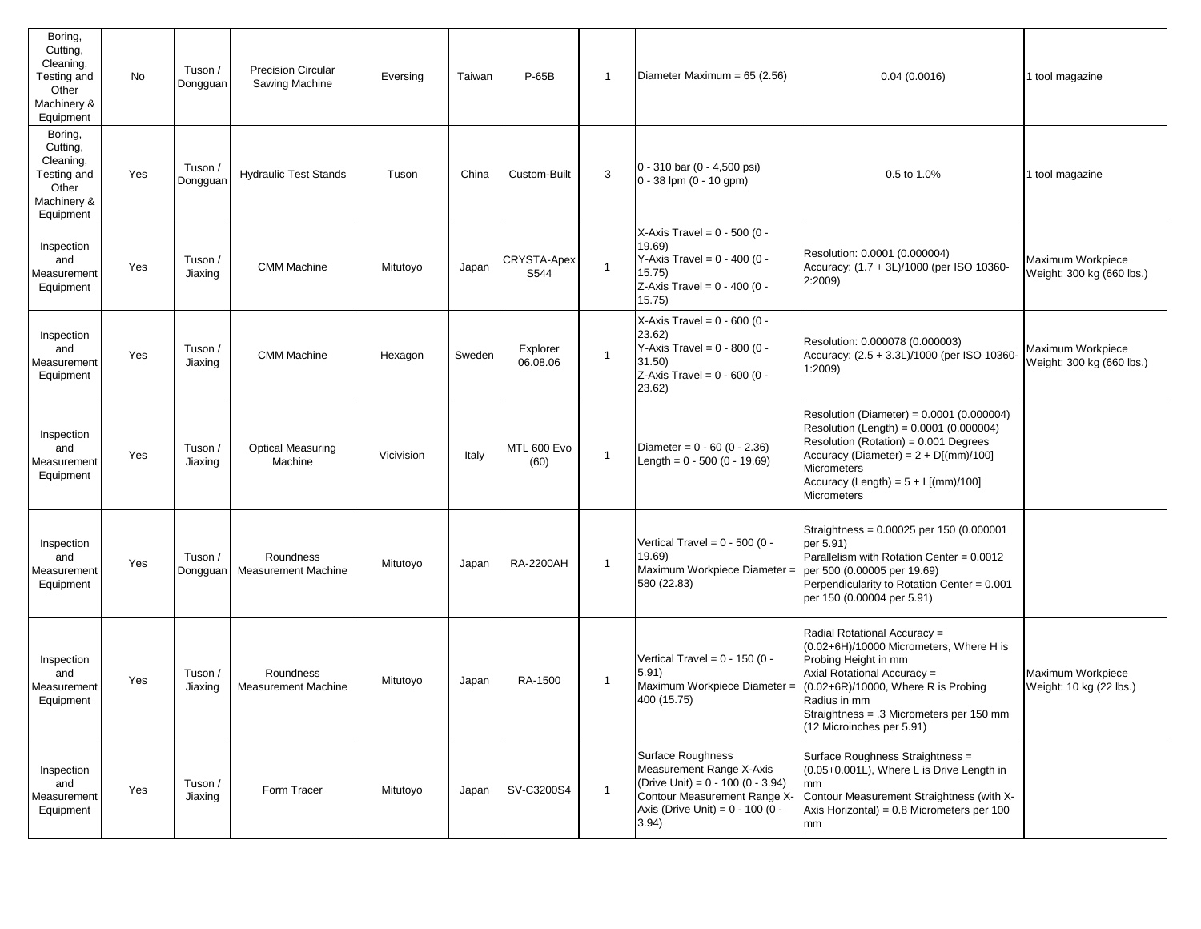| | | | | | | | | | | |
|---|---|---|---|---|---|---|---|---|---|---|
| Boring, Cutting, Cleaning, Testing and Other Machinery & Equipment | No | Tuson / Dongguan | Precision Circular Sawing Machine | Eversing | Taiwan | P-65B | 1 | Diameter Maximum = 65 (2.56) | 0.04 (0.0016) | 1 tool magazine |
| Boring, Cutting, Cleaning, Testing and Other Machinery & Equipment | Yes | Tuson / Dongguan | Hydraulic Test Stands | Tuson | China | Custom-Built | 3 | 0 - 310 bar (0 - 4,500 psi)<br>0 - 38 lpm (0 - 10 gpm) | 0.5 to 1.0% | 1 tool magazine |
| Inspection and Measurement Equipment | Yes | Tuson / Jiaxing | CMM Machine | Mitutoyo | Japan | CRYSTA-Apex S544 | 1 | X-Axis Travel = 0 - 500 (0 - 19.69)<br>Y-Axis Travel = 0 - 400 (0 - 15.75)<br>Z-Axis Travel = 0 - 400 (0 - 15.75) | Resolution: 0.0001 (0.000004)<br>Accuracy: (1.7 + 3L)/1000 (per ISO 10360-2:2009) | Maximum Workpiece Weight: 300 kg (660 lbs.) |
| Inspection and Measurement Equipment | Yes | Tuson / Jiaxing | CMM Machine | Hexagon | Sweden | Explorer 06.08.06 | 1 | X-Axis Travel = 0 - 600 (0 - 23.62)<br>Y-Axis Travel = 0 - 800 (0 - 31.50)<br>Z-Axis Travel = 0 - 600 (0 - 23.62) | Resolution: 0.000078 (0.000003)<br>Accuracy: (2.5 + 3.3L)/1000 (per ISO 10360-1:2009) | Maximum Workpiece Weight: 300 kg (660 lbs.) |
| Inspection and Measurement Equipment | Yes | Tuson / Jiaxing | Optical Measuring Machine | Vicivision | Italy | MTL 600 Evo (60) | 1 | Diameter = 0 - 60 (0 - 2.36)<br>Length = 0 - 500 (0 - 19.69) | Resolution (Diameter) = 0.0001 (0.000004)<br>Resolution (Length) = 0.0001 (0.000004)<br>Resolution (Rotation) = 0.001 Degrees<br>Accuracy (Diameter) = 2 + D[(mm)/100] Micrometers<br>Accuracy (Length) = 5 + L[(mm)/100] Micrometers | |
| Inspection and Measurement Equipment | Yes | Tuson / Dongguan | Roundness Measurement Machine | Mitutoyo | Japan | RA-2200AH | 1 | Vertical Travel = 0 - 500 (0 - 19.69)<br>Maximum Workpiece Diameter = 580 (22.83) | Straightness = 0.00025 per 150 (0.000001 per 5.91)<br>Parallelism with Rotation Center = 0.0012 per 500 (0.00005 per 19.69)<br>Perpendicularity to Rotation Center = 0.001 per 150 (0.00004 per 5.91) | |
| Inspection and Measurement Equipment | Yes | Tuson / Jiaxing | Roundness Measurement Machine | Mitutoyo | Japan | RA-1500 | 1 | Vertical Travel = 0 - 150 (0 - 5.91)<br>Maximum Workpiece Diameter = 400 (15.75) | Radial Rotational Accuracy = (0.02+6H)/10000 Micrometers, Where H is Probing Height in mm<br>Axial Rotational Accuracy = (0.02+6R)/10000, Where R is Probing Radius in mm<br>Straightness = .3 Micrometers per 150 mm (12 Microinches per 5.91) | Maximum Workpiece Weight: 10 kg (22 lbs.) |
| Inspection and Measurement Equipment | Yes | Tuson / Jiaxing | Form Tracer | Mitutoyo | Japan | SV-C3200S4 | 1 | Surface Roughness Measurement Range X-Axis (Drive Unit) = 0 - 100 (0 - 3.94)<br>Contour Measurement Range X-Axis (Drive Unit) = 0 - 100 (0 - 3.94) | Surface Roughness Straightness = (0.05+0.001L), Where L is Drive Length in mm<br>Contour Measurement Straightness (with X-Axis Horizontal) = 0.8 Micrometers per 100 mm | |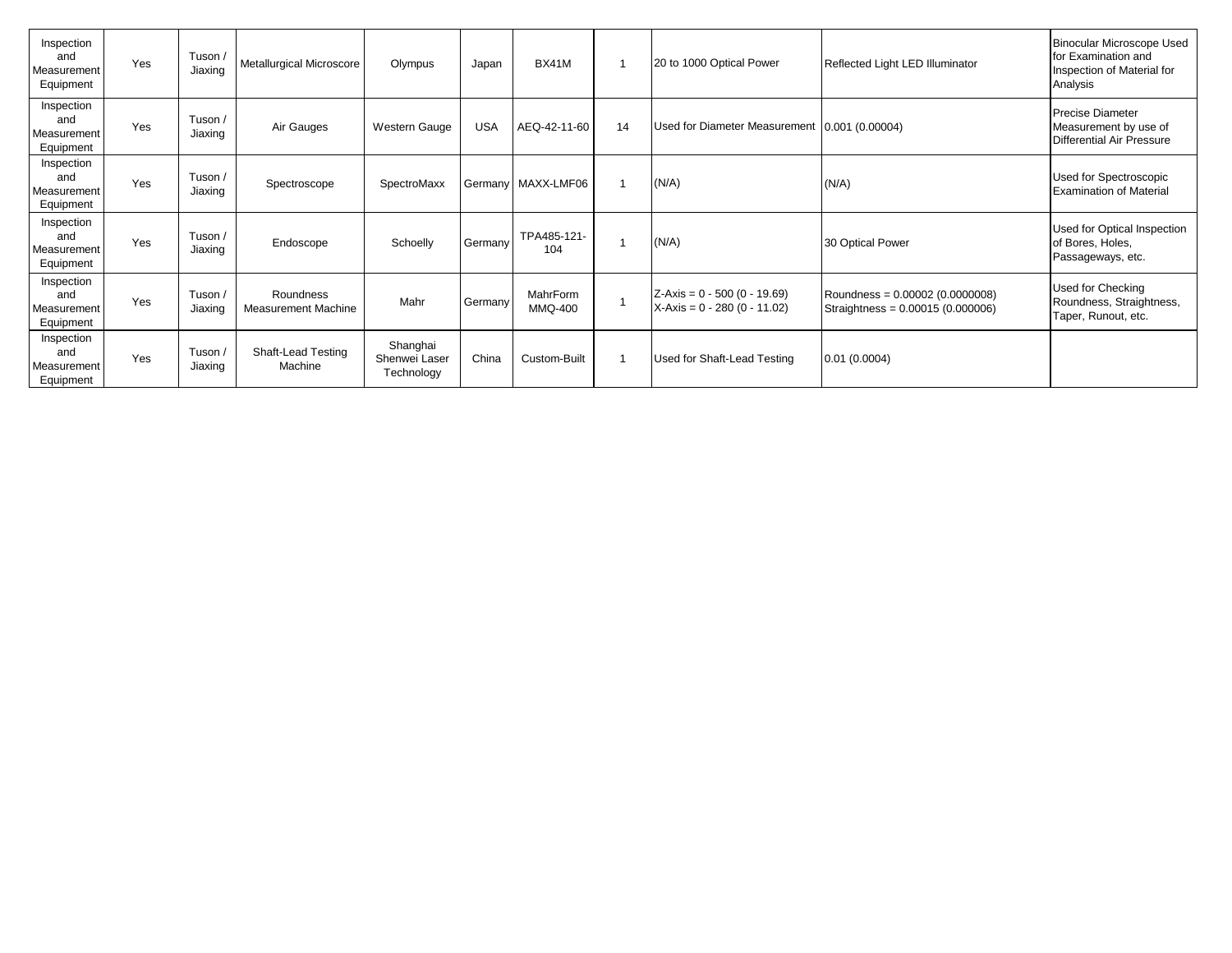| | | | | | | | | | | |
|---|---|---|---|---|---|---|---|---|---|---|
| Inspection and Measurement Equipment | Yes | Tuson / Jiaxing | Metallurgical Microscore | Olympus | Japan | BX41M | 1 | 20 to 1000 Optical Power | Reflected Light LED Illuminator | Binocular Microscope Used for Examination and Inspection of Material for Analysis |
| Inspection and Measurement Equipment | Yes | Tuson / Jiaxing | Air Gauges | Western Gauge | USA | AEQ-42-11-60 | 14 | Used for Diameter Measurement | 0.001 (0.00004) | Precise Diameter Measurement by use of Differential Air Pressure |
| Inspection and Measurement Equipment | Yes | Tuson / Jiaxing | Spectroscope | SpectroMaxx | Germany | MAXX-LMF06 | 1 | (N/A) | (N/A) | Used for Spectroscopic Examination of Material |
| Inspection and Measurement Equipment | Yes | Tuson / Jiaxing | Endoscope | Schoelly | Germany | TPA485-121-104 | 1 | (N/A) | 30 Optical Power | Used for Optical Inspection of Bores, Holes, Passageways, etc. |
| Inspection and Measurement Equipment | Yes | Tuson / Jiaxing | Roundness Measurement Machine | Mahr | Germany | MahrForm MMQ-400 | 1 | Z-Axis = 0 - 500 (0 - 19.69)<br>X-Axis = 0 - 280 (0 - 11.02) | Roundness = 0.00002 (0.0000008)<br>Straightness = 0.00015 (0.000006) | Used for Checking Roundness, Straightness, Taper, Runout, etc. |
| Inspection and Measurement Equipment | Yes | Tuson / Jiaxing | Shaft-Lead Testing Machine | Shanghai Shenwei Laser Technology | China | Custom-Built | 1 | Used for Shaft-Lead Testing | 0.01 (0.0004) | |